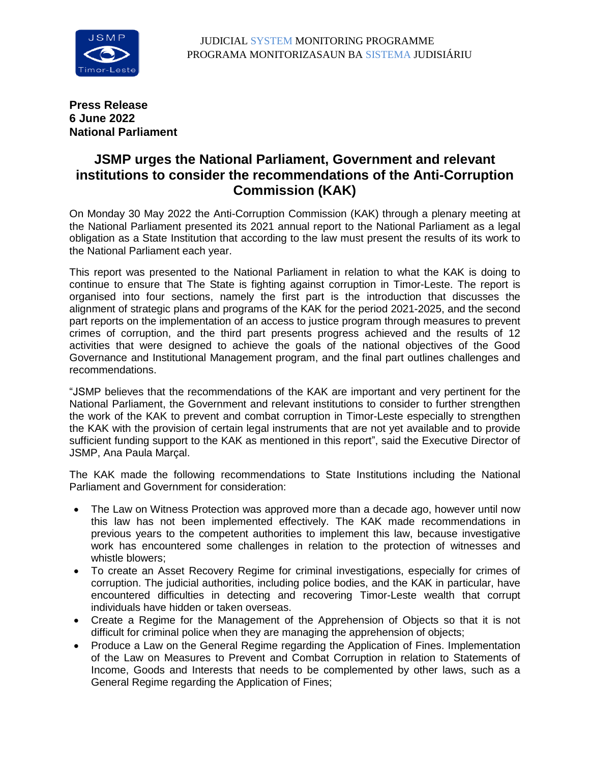JUDICIAL SYSTEM MONITORING PROGRAMME
PROGRAMA MONITORIZASAUN BA SISTEMA JUDISIÁRIU

**Press Release**
**6 June 2022**
**National Parliament**

# JSMP urges the National Parliament, Government and relevant institutions to consider the recommendations of the Anti-Corruption Commission (KAK)

On Monday 30 May 2022 the Anti-Corruption Commission (KAK) through a plenary meeting at the National Parliament presented its 2021 annual report to the National Parliament as a legal obligation as a State Institution that according to the law must present the results of its work to the National Parliament each year.

This report was presented to the National Parliament in relation to what the KAK is doing to continue to ensure that The State is fighting against corruption in Timor-Leste. The report is organised into four sections, namely the first part is the introduction that discusses the alignment of strategic plans and programs of the KAK for the period 2021-2025, and the second part reports on the implementation of an access to justice program through measures to prevent crimes of corruption, and the third part presents progress achieved and the results of 12 activities that were designed to achieve the goals of the national objectives of the Good Governance and Institutional Management program, and the final part outlines challenges and recommendations.

"JSMP believes that the recommendations of the KAK are important and very pertinent for the National Parliament, the Government and relevant institutions to consider to further strengthen the work of the KAK to prevent and combat corruption in Timor-Leste especially to strengthen the KAK with the provision of certain legal instruments that are not yet available and to provide sufficient funding support to the KAK as mentioned in this report", said the Executive Director of JSMP, Ana Paula Marçal.

The KAK made the following recommendations to State Institutions including the National Parliament and Government for consideration:

- The Law on Witness Protection was approved more than a decade ago, however until now this law has not been implemented effectively. The KAK made recommendations in previous years to the competent authorities to implement this law, because investigative work has encountered some challenges in relation to the protection of witnesses and whistle blowers;
- To create an Asset Recovery Regime for criminal investigations, especially for crimes of corruption. The judicial authorities, including police bodies, and the KAK in particular, have encountered difficulties in detecting and recovering Timor-Leste wealth that corrupt individuals have hidden or taken overseas.
- Create a Regime for the Management of the Apprehension of Objects so that it is not difficult for criminal police when they are managing the apprehension of objects;
- Produce a Law on the General Regime regarding the Application of Fines. Implementation of the Law on Measures to Prevent and Combat Corruption in relation to Statements of Income, Goods and Interests that needs to be complemented by other laws, such as a General Regime regarding the Application of Fines;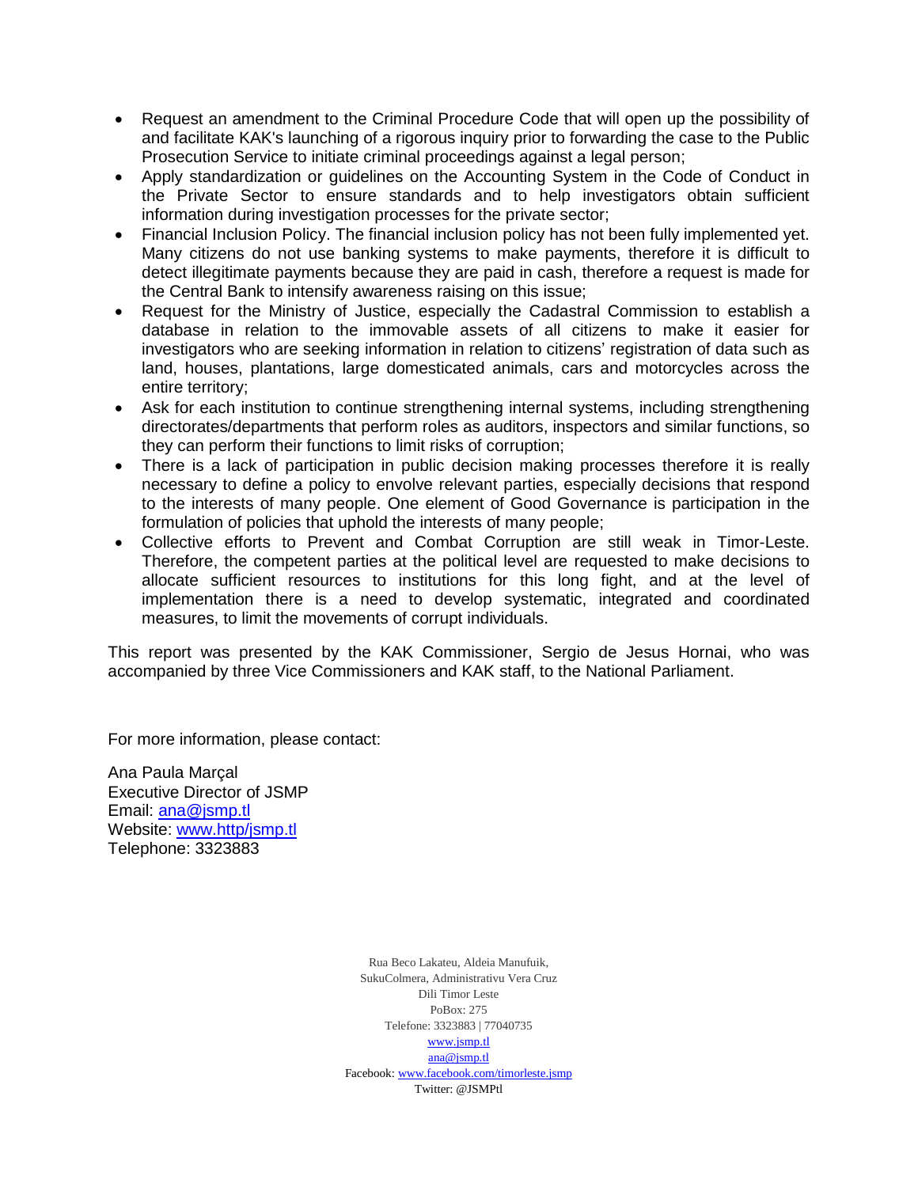- Request an amendment to the Criminal Procedure Code that will open up the possibility of and facilitate KAK's launching of a rigorous inquiry prior to forwarding the case to the Public Prosecution Service to initiate criminal proceedings against a legal person;
- Apply standardization or guidelines on the Accounting System in the Code of Conduct in the Private Sector to ensure standards and to help investigators obtain sufficient information during investigation processes for the private sector;
- Financial Inclusion Policy. The financial inclusion policy has not been fully implemented yet. Many citizens do not use banking systems to make payments, therefore it is difficult to detect illegitimate payments because they are paid in cash, therefore a request is made for the Central Bank to intensify awareness raising on this issue;
- Request for the Ministry of Justice, especially the Cadastral Commission to establish a database in relation to the immovable assets of all citizens to make it easier for investigators who are seeking information in relation to citizens' registration of data such as land, houses, plantations, large domesticated animals, cars and motorcycles across the entire territory;
- Ask for each institution to continue strengthening internal systems, including strengthening directorates/departments that perform roles as auditors, inspectors and similar functions, so they can perform their functions to limit risks of corruption;
- There is a lack of participation in public decision making processes therefore it is really necessary to define a policy to envolve relevant parties, especially decisions that respond to the interests of many people. One element of Good Governance is participation in the formulation of policies that uphold the interests of many people;
- Collective efforts to Prevent and Combat Corruption are still weak in Timor-Leste. Therefore, the competent parties at the political level are requested to make decisions to allocate sufficient resources to institutions for this long fight, and at the level of implementation there is a need to develop systematic, integrated and coordinated measures, to limit the movements of corrupt individuals.

This report was presented by the KAK Commissioner, Sergio de Jesus Hornai, who was accompanied by three Vice Commissioners and KAK staff, to the National Parliament.

For more information, please contact:

Ana Paula Marçal
Executive Director of JSMP
Email: ana@jsmp.tl
Website: www.http/jsmp.tl
Telephone: 3323883

Rua Beco Lakateu, Aldeia Manufuik,
SukuColmera, Administrativu Vera Cruz
Dili Timor Leste
PoBox: 275
Telefone: 3323883 | 77040735
www.jsmp.tl
ana@jsmp.tl
Facebook: www.facebook.com/timorleste.jsmp
Twitter: @JSMPtl